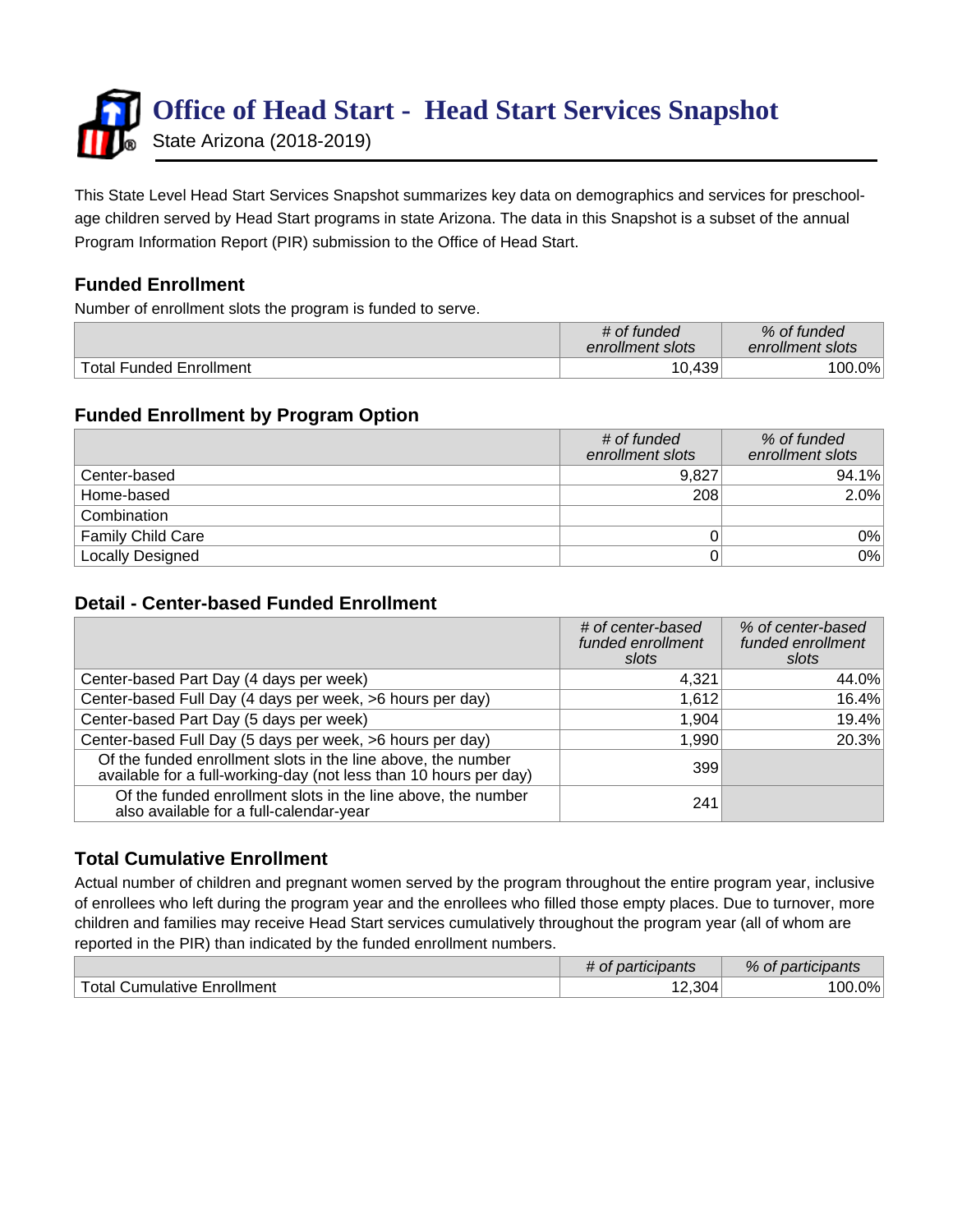# Office of Head Start - Head Start Services Snapshot

State Arizona (2018-2019)

This State Level Head Start Services Snapshot summarizes key data on demographics and services for preschool-age children served by Head Start programs in state Arizona. The data in this Snapshot is a subset of the annual Program Information Report (PIR) submission to the Office of Head Start.

## Funded Enrollment

Number of enrollment slots the program is funded to serve.

| | *# of funded enrollment slots* | *% of funded enrollment slots* |
|---|---:|---:|
| Total Funded Enrollment | 10,439 | 100.0% |

## Funded Enrollment by Program Option

| | *# of funded enrollment slots* | *% of funded enrollment slots* |
|---|---:|---:|
| Center-based | 9,827 | 94.1% |
| Home-based | 208 | 2.0% |
| Combination | | |
| Family Child Care | 0 | 0% |
| Locally Designed | 0 | 0% |

## Detail - Center-based Funded Enrollment

| | *# of center-based funded enrollment slots* | *% of center-based funded enrollment slots* |
|---|---:|---:|
| Center-based Part Day (4 days per week) | 4,321 | 44.0% |
| Center-based Full Day (4 days per week, >6 hours per day) | 1,612 | 16.4% |
| Center-based Part Day (5 days per week) | 1,904 | 19.4% |
| Center-based Full Day (5 days per week, >6 hours per day) | 1,990 | 20.3% |
| Of the funded enrollment slots in the line above, the number available for a full-working-day (not less than 10 hours per day) | 399 | |
| Of the funded enrollment slots in the line above, the number also available for a full-calendar-year | 241 | |

## Total Cumulative Enrollment

Actual number of children and pregnant women served by the program throughout the entire program year, inclusive of enrollees who left during the program year and the enrollees who filled those empty places. Due to turnover, more children and families may receive Head Start services cumulatively throughout the program year (all of whom are reported in the PIR) than indicated by the funded enrollment numbers.

| | *# of participants* | *% of participants* |
|---|---:|---:|
| Total Cumulative Enrollment | 12,304 | 100.0% |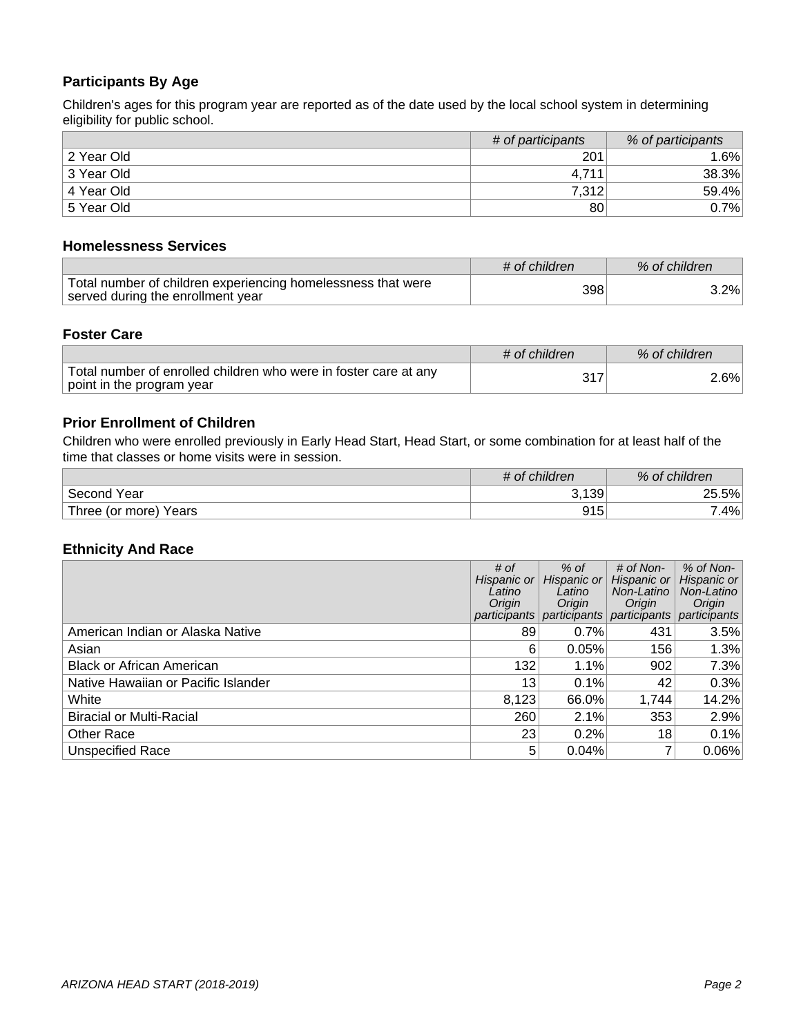### Participants By Age

Children's ages for this program year are reported as of the date used by the local school system in determining eligibility for public school.

| | *# of participants* | *% of participants* |
|---|---|---|
| 2 Year Old | 201 | 1.6% |
| 3 Year Old | 4,711 | 38.3% |
| 4 Year Old | 7,312 | 59.4% |
| 5 Year Old | 80 | 0.7% |

### Homelessness Services

| | *# of children* | *% of children* |
|---|---|---|
| Total number of children experiencing homelessness that were served during the enrollment year | 398 | 3.2% |

### Foster Care

| | *# of children* | *% of children* |
|---|---|---|
| Total number of enrolled children who were in foster care at any point in the program year | 317 | 2.6% |

### Prior Enrollment of Children

Children who were enrolled previously in Early Head Start, Head Start, or some combination for at least half of the time that classes or home visits were in session.

| | *# of children* | *% of children* |
|---|---|---|
| Second Year | 3,139 | 25.5% |
| Three (or more) Years | 915 | 7.4% |

### Ethnicity And Race

| | *# of Hispanic or Latino Origin participants* | *% of Hispanic or Latino Origin participants* | *# of Non-Hispanic or Non-Latino Origin participants* | *% of Non-Hispanic or Non-Latino Origin participants* |
|---|---|---|---|---|
| American Indian or Alaska Native | 89 | 0.7% | 431 | 3.5% |
| Asian | 6 | 0.05% | 156 | 1.3% |
| Black or African American | 132 | 1.1% | 902 | 7.3% |
| Native Hawaiian or Pacific Islander | 13 | 0.1% | 42 | 0.3% |
| White | 8,123 | 66.0% | 1,744 | 14.2% |
| Biracial or Multi-Racial | 260 | 2.1% | 353 | 2.9% |
| Other Race | 23 | 0.2% | 18 | 0.1% |
| Unspecified Race | 5 | 0.04% | 7 | 0.06% |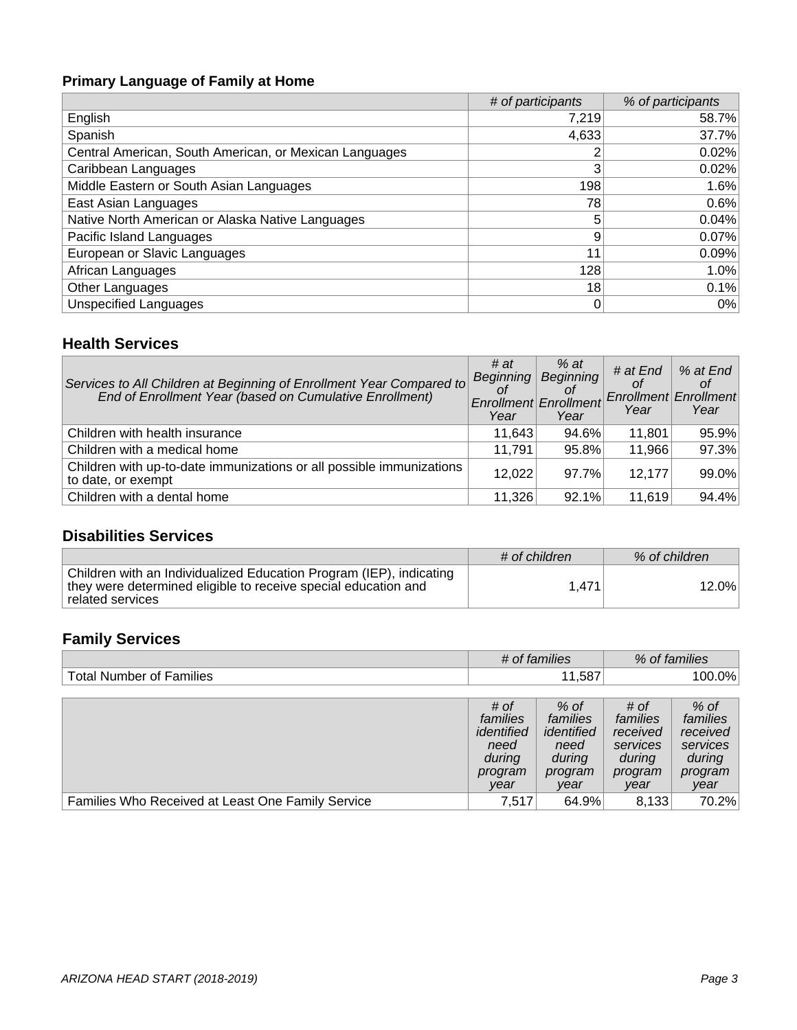## Primary Language of Family at Home

| | # of participants | % of participants |
|---|---|---|
| English | 7,219 | 58.7% |
| Spanish | 4,633 | 37.7% |
| Central American, South American, or Mexican Languages | 2 | 0.02% |
| Caribbean Languages | 3 | 0.02% |
| Middle Eastern or South Asian Languages | 198 | 1.6% |
| East Asian Languages | 78 | 0.6% |
| Native North American or Alaska Native Languages | 5 | 0.04% |
| Pacific Island Languages | 9 | 0.07% |
| European or Slavic Languages | 11 | 0.09% |
| African Languages | 128 | 1.0% |
| Other Languages | 18 | 0.1% |
| Unspecified Languages | 0 | 0% |

## Health Services

| *Services to All Children at Beginning of Enrollment Year Compared to End of Enrollment Year (based on Cumulative Enrollment)* | *# at Beginning of Enrollment Year* | *% at Beginning of Enrollment Year* | *# at End of Enrollment Year* | *% at End of Enrollment Year* |
|---|---|---|---|---|
| Children with health insurance | 11,643 | 94.6% | 11,801 | 95.9% |
| Children with a medical home | 11,791 | 95.8% | 11,966 | 97.3% |
| Children with up-to-date immunizations or all possible immunizations to date, or exempt | 12,022 | 97.7% | 12,177 | 99.0% |
| Children with a dental home | 11,326 | 92.1% | 11,619 | 94.4% |

## Disabilities Services

| | # of children | % of children |
|---|---|---|
| Children with an Individualized Education Program (IEP), indicating they were determined eligible to receive special education and related services | 1,471 | 12.0% |

## Family Services

| | # of families | % of families |
|---|---|---|
| Total Number of Families | 11,587 | 100.0% |

| | *# of families identified need during program year* | *% of families identified need during program year* | *# of families received services during program year* | *% of families received services during program year* |
|---|---|---|---|---|
| Families Who Received at Least One Family Service | 7,517 | 64.9% | 8,133 | 70.2% |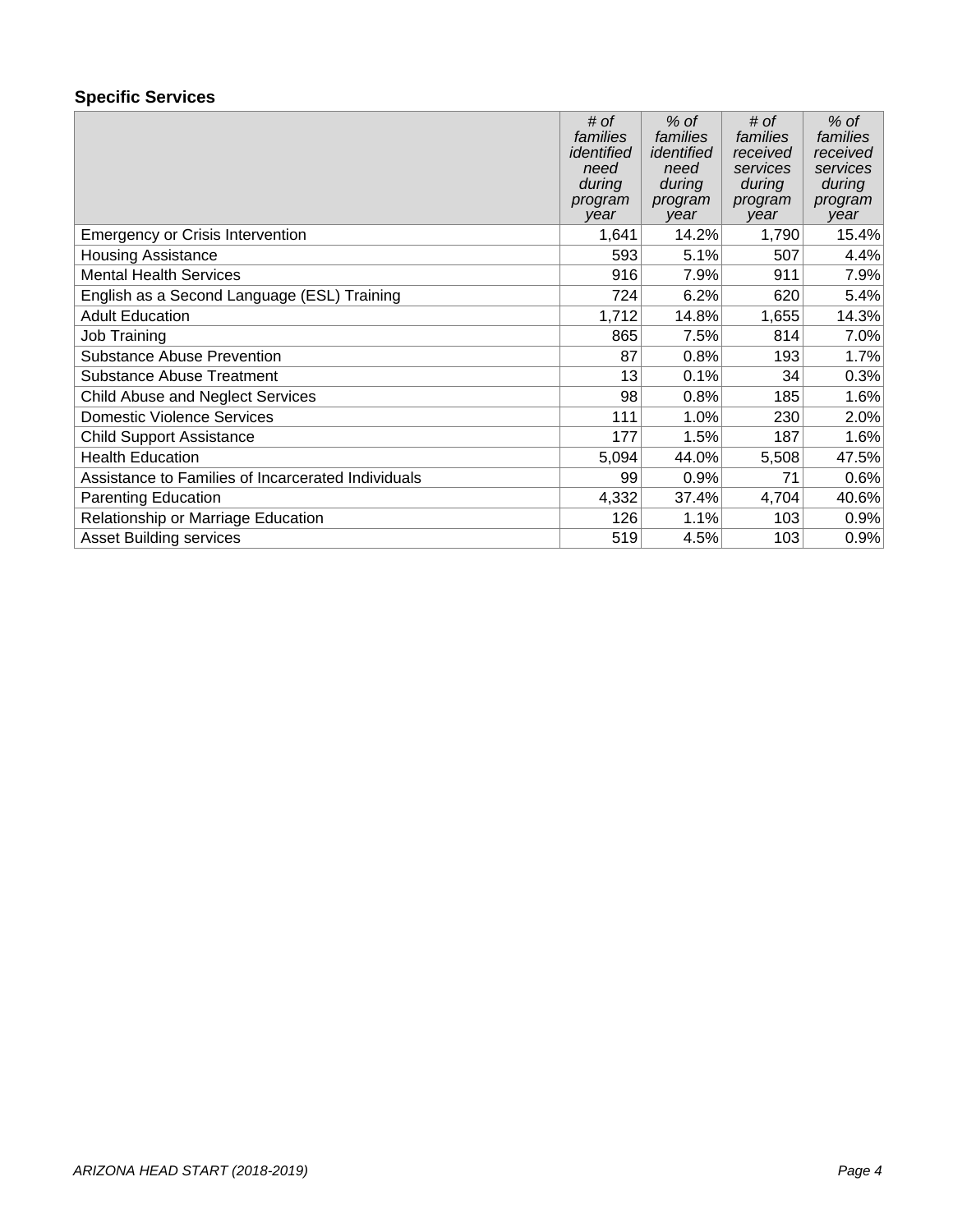### Specific Services

| | *# of families identified need during program year* | *% of families identified need during program year* | *# of families received services during program year* | *% of families received services during program year* |
|---|---|---|---|---|
| Emergency or Crisis Intervention | 1,641 | 14.2% | 1,790 | 15.4% |
| Housing Assistance | 593 | 5.1% | 507 | 4.4% |
| Mental Health Services | 916 | 7.9% | 911 | 7.9% |
| English as a Second Language (ESL) Training | 724 | 6.2% | 620 | 5.4% |
| Adult Education | 1,712 | 14.8% | 1,655 | 14.3% |
| Job Training | 865 | 7.5% | 814 | 7.0% |
| Substance Abuse Prevention | 87 | 0.8% | 193 | 1.7% |
| Substance Abuse Treatment | 13 | 0.1% | 34 | 0.3% |
| Child Abuse and Neglect Services | 98 | 0.8% | 185 | 1.6% |
| Domestic Violence Services | 111 | 1.0% | 230 | 2.0% |
| Child Support Assistance | 177 | 1.5% | 187 | 1.6% |
| Health Education | 5,094 | 44.0% | 5,508 | 47.5% |
| Assistance to Families of Incarcerated Individuals | 99 | 0.9% | 71 | 0.6% |
| Parenting Education | 4,332 | 37.4% | 4,704 | 40.6% |
| Relationship or Marriage Education | 126 | 1.1% | 103 | 0.9% |
| Asset Building services | 519 | 4.5% | 103 | 0.9% |